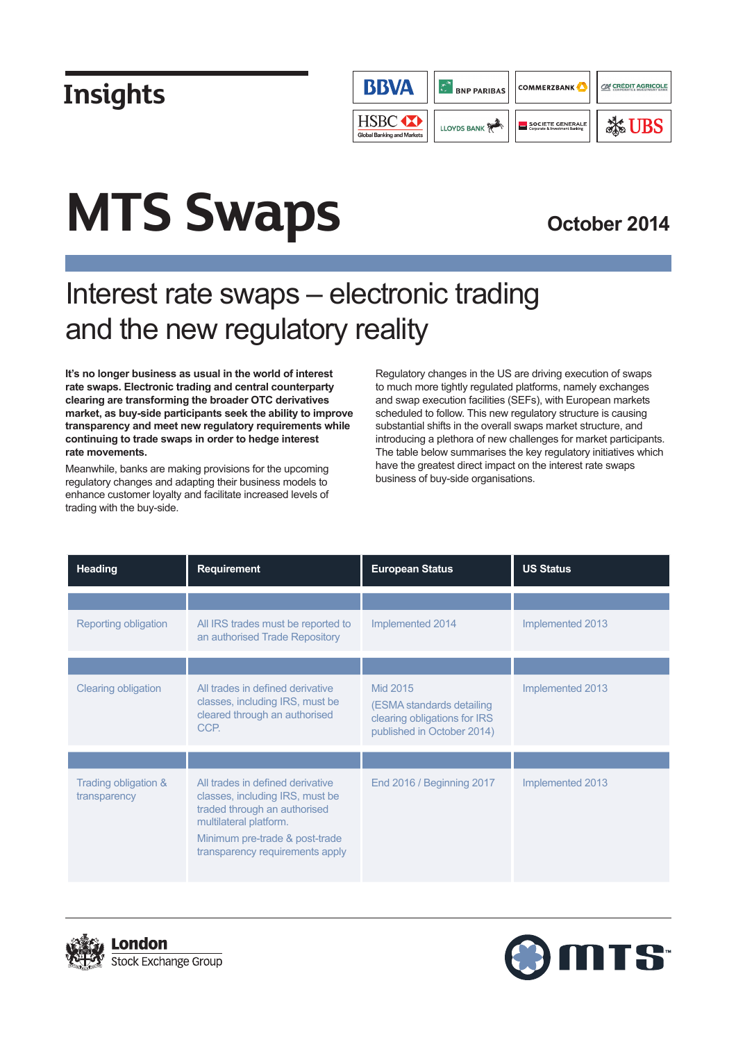# Insights

# MTS Swaps

**October 2014**

## Interest rate swaps – electronic trading and the new regulatory reality

**It's no longer business as usual in the world of interest rate swaps. Electronic trading and central counterparty clearing are transforming the broader OTC derivatives market, as buy-side participants seek the ability to improve transparency and meet new regulatory requirements while continuing to trade swaps in order to hedge interest rate movements.**

Meanwhile, banks are making provisions for the upcoming regulatory changes and adapting their business models to enhance customer loyalty and facilitate increased levels of trading with the buy-side.

Regulatory changes in the US are driving execution of swaps to much more tightly regulated platforms, namely exchanges and swap execution facilities (SEFs), with European markets scheduled to follow. This new regulatory structure is causing substantial shifts in the overall swaps market structure, and introducing a plethora of new challenges for market participants. The table below summarises the key regulatory initiatives which have the greatest direct impact on the interest rate swaps business of buy-side organisations.

| Heading | Requirement | European Status | US Status |
|---|---|---|---|
| Reporting obligation | All IRS trades must be reported to an authorised Trade Repository | Implemented 2014 | Implemented 2013 |
| Clearing obligation | All trades in defined derivative classes, including IRS, must be cleared through an authorised CCP. | Mid 2015 (ESMA standards detailing clearing obligations for IRS published in October 2014) | Implemented 2013 |
| Trading obligation & transparency | All trades in defined derivative classes, including IRS, must be traded through an authorised multilateral platform. Minimum pre-trade & post-trade transparency requirements apply | End 2016 / Beginning 2017 | Implemented 2013 |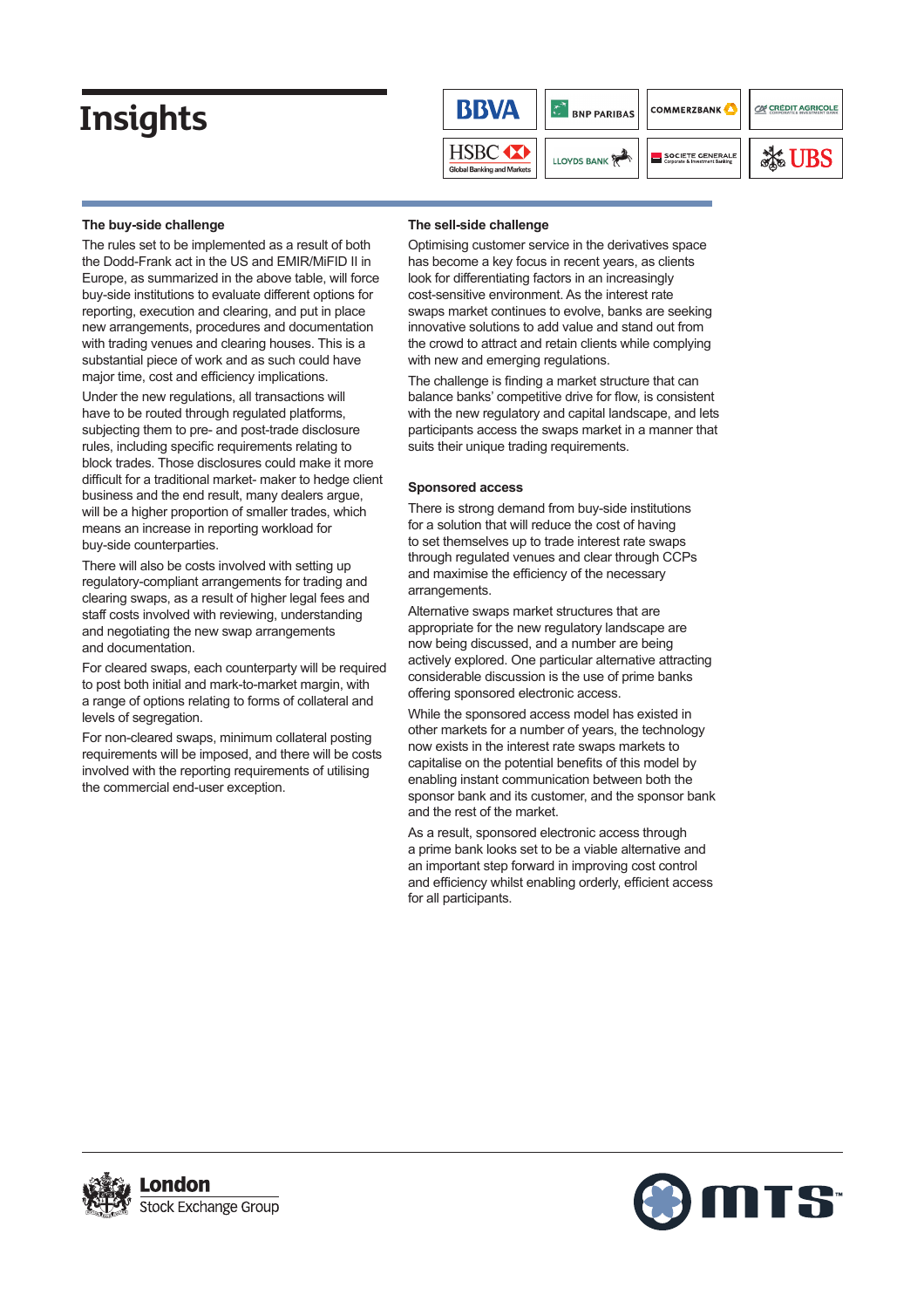# Insights

### The buy-side challenge

The rules set to be implemented as a result of both the Dodd-Frank act in the US and EMIR/MiFID II in Europe, as summarized in the above table, will force buy-side institutions to evaluate different options for reporting, execution and clearing, and put in place new arrangements, procedures and documentation with trading venues and clearing houses. This is a substantial piece of work and as such could have major time, cost and efficiency implications.

Under the new regulations, all transactions will have to be routed through regulated platforms, subjecting them to pre- and post-trade disclosure rules, including specific requirements relating to block trades. Those disclosures could make it more difficult for a traditional market- maker to hedge client business and the end result, many dealers argue, will be a higher proportion of smaller trades, which means an increase in reporting workload for buy-side counterparties.

There will also be costs involved with setting up regulatory-compliant arrangements for trading and clearing swaps, as a result of higher legal fees and staff costs involved with reviewing, understanding and negotiating the new swap arrangements and documentation.

For cleared swaps, each counterparty will be required to post both initial and mark-to-market margin, with a range of options relating to forms of collateral and levels of segregation.

For non-cleared swaps, minimum collateral posting requirements will be imposed, and there will be costs involved with the reporting requirements of utilising the commercial end-user exception.

### The sell-side challenge

Optimising customer service in the derivatives space has become a key focus in recent years, as clients look for differentiating factors in an increasingly cost-sensitive environment. As the interest rate swaps market continues to evolve, banks are seeking innovative solutions to add value and stand out from the crowd to attract and retain clients while complying with new and emerging regulations.

The challenge is finding a market structure that can balance banks' competitive drive for flow, is consistent with the new regulatory and capital landscape, and lets participants access the swaps market in a manner that suits their unique trading requirements.

### Sponsored access

There is strong demand from buy-side institutions for a solution that will reduce the cost of having to set themselves up to trade interest rate swaps through regulated venues and clear through CCPs and maximise the efficiency of the necessary arrangements.

Alternative swaps market structures that are appropriate for the new regulatory landscape are now being discussed, and a number are being actively explored. One particular alternative attracting considerable discussion is the use of prime banks offering sponsored electronic access.

While the sponsored access model has existed in other markets for a number of years, the technology now exists in the interest rate swaps markets to capitalise on the potential benefits of this model by enabling instant communication between both the sponsor bank and its customer, and the sponsor bank and the rest of the market.

As a result, sponsored electronic access through a prime bank looks set to be a viable alternative and an important step forward in improving cost control and efficiency whilst enabling orderly, efficient access for all participants.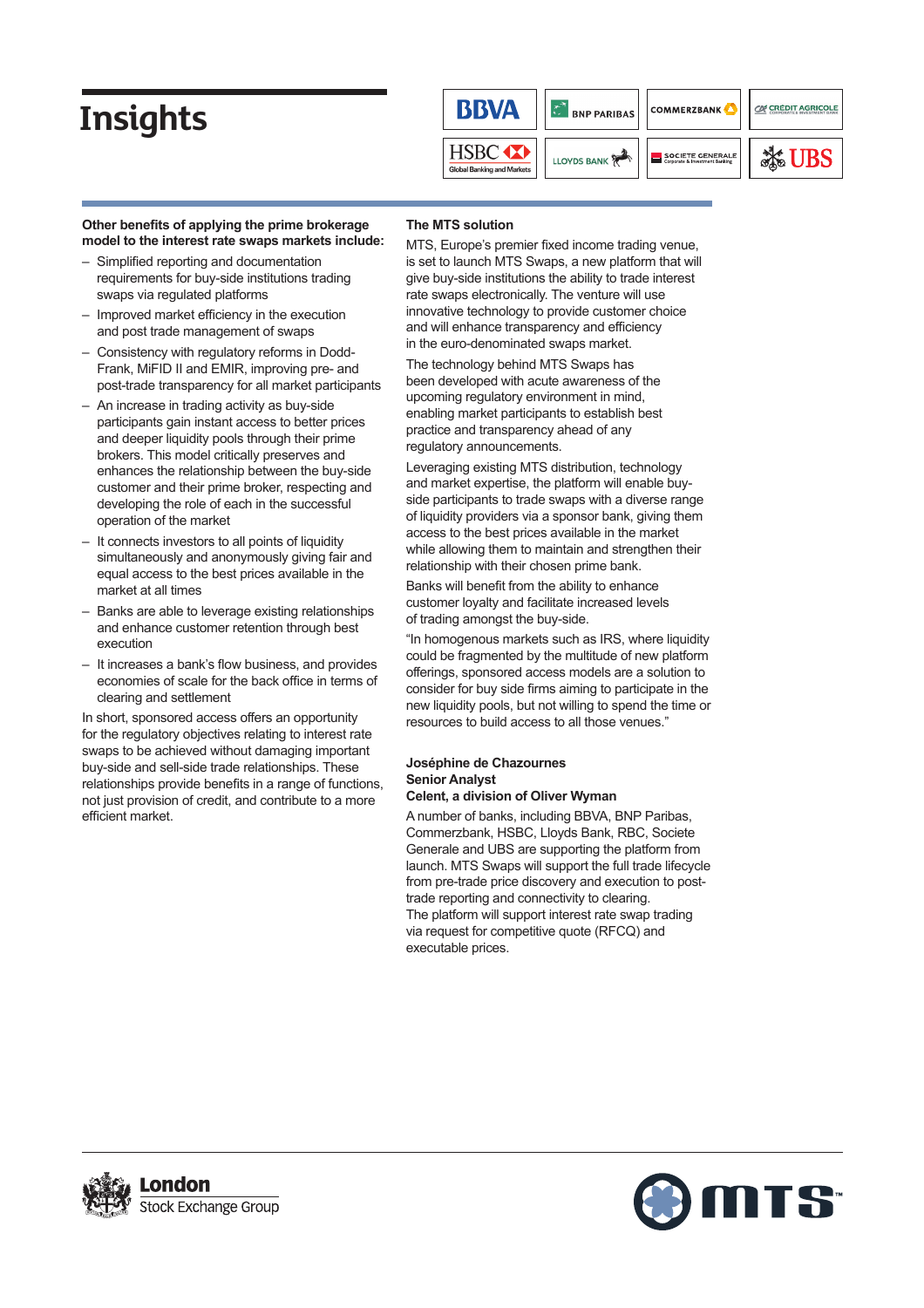# Insights

**Other benefits of applying the prime brokerage model to the interest rate swaps markets include:**

- Simplified reporting and documentation requirements for buy-side institutions trading swaps via regulated platforms
- Improved market efficiency in the execution and post trade management of swaps
- Consistency with regulatory reforms in Dodd-Frank, MiFID II and EMIR, improving pre- and post-trade transparency for all market participants
- An increase in trading activity as buy-side participants gain instant access to better prices and deeper liquidity pools through their prime brokers. This model critically preserves and enhances the relationship between the buy-side customer and their prime broker, respecting and developing the role of each in the successful operation of the market
- It connects investors to all points of liquidity simultaneously and anonymously giving fair and equal access to the best prices available in the market at all times
- Banks are able to leverage existing relationships and enhance customer retention through best execution
- It increases a bank's flow business, and provides economies of scale for the back office in terms of clearing and settlement

In short, sponsored access offers an opportunity for the regulatory objectives relating to interest rate swaps to be achieved without damaging important buy-side and sell-side trade relationships. These relationships provide benefits in a range of functions, not just provision of credit, and contribute to a more efficient market.

**The MTS solution**

MTS, Europe's premier fixed income trading venue, is set to launch MTS Swaps, a new platform that will give buy-side institutions the ability to trade interest rate swaps electronically. The venture will use innovative technology to provide customer choice and will enhance transparency and efficiency in the euro-denominated swaps market.

The technology behind MTS Swaps has been developed with acute awareness of the upcoming regulatory environment in mind, enabling market participants to establish best practice and transparency ahead of any regulatory announcements.

Leveraging existing MTS distribution, technology and market expertise, the platform will enable buy-side participants to trade swaps with a diverse range of liquidity providers via a sponsor bank, giving them access to the best prices available in the market while allowing them to maintain and strengthen their relationship with their chosen prime bank.

Banks will benefit from the ability to enhance customer loyalty and facilitate increased levels of trading amongst the buy-side.

"In homogenous markets such as IRS, where liquidity could be fragmented by the multitude of new platform offerings, sponsored access models are a solution to consider for buy side firms aiming to participate in the new liquidity pools, but not willing to spend the time or resources to build access to all those venues."

**Joséphine de Chazournes**
**Senior Analyst**
**Celent, a division of Oliver Wyman**

A number of banks, including BBVA, BNP Paribas, Commerzbank, HSBC, Lloyds Bank, RBC, Societe Generale and UBS are supporting the platform from launch. MTS Swaps will support the full trade lifecycle from pre-trade price discovery and execution to post-trade reporting and connectivity to clearing.
The platform will support interest rate swap trading via request for competitive quote (RFCQ) and executable prices.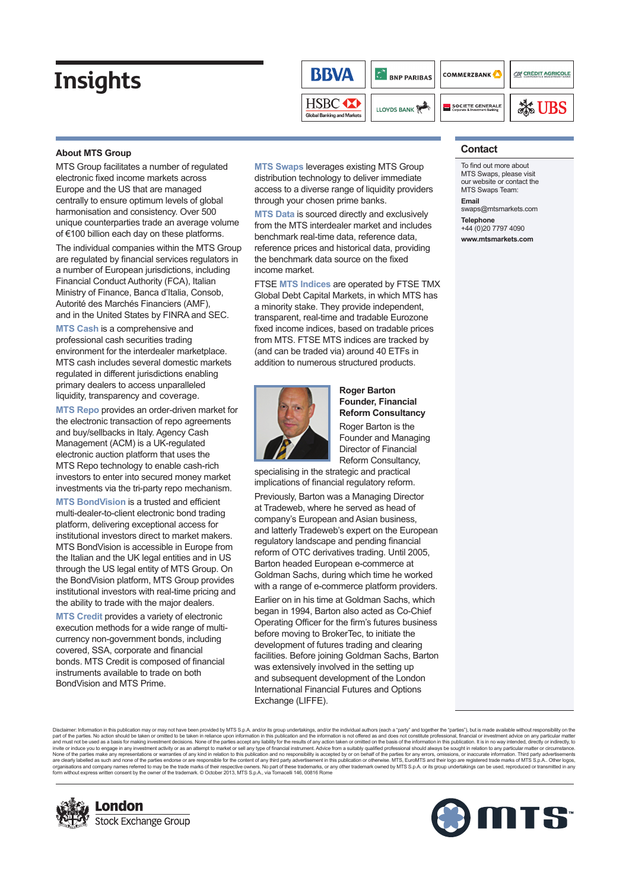# Insights

BBVA | BNP PARIBAS | COMMERZBANK | CRÉDIT AGRICOLE | HSBC Global Banking and Markets | LLOYDS BANK | SOCIETE GENERALE | UBS

## About MTS Group

MTS Group facilitates a number of regulated electronic fixed income markets across Europe and the US that are managed centrally to ensure optimum levels of global harmonisation and consistency. Over 500 unique counterparties trade an average volume of €100 billion each day on these platforms.

The individual companies within the MTS Group are regulated by financial services regulators in a number of European jurisdictions, including Financial Conduct Authority (FCA), Italian Ministry of Finance, Banca d'Italia, Consob, Autorité des Marchés Financiers (AMF), and in the United States by FINRA and SEC.

**MTS Cash** is a comprehensive and professional cash securities trading environment for the interdealer marketplace. MTS cash includes several domestic markets regulated in different jurisdictions enabling primary dealers to access unparalleled liquidity, transparency and coverage.

**MTS Repo** provides an order-driven market for the electronic transaction of repo agreements and buy/sellbacks in Italy. Agency Cash Management (ACM) is a UK-regulated electronic auction platform that uses the MTS Repo technology to enable cash-rich investors to enter into secured money market investments via the tri-party repo mechanism.

**MTS BondVision** is a trusted and efficient multi-dealer-to-client electronic bond trading platform, delivering exceptional access for institutional investors direct to market makers. MTS BondVision is accessible in Europe from the Italian and the UK legal entities and in US through the US legal entity of MTS Group. On the BondVision platform, MTS Group provides institutional investors with real-time pricing and the ability to trade with the major dealers.

**MTS Credit** provides a variety of electronic execution methods for a wide range of multi-currency non-government bonds, including covered, SSA, corporate and financial bonds. MTS Credit is composed of financial instruments available to trade on both BondVision and MTS Prime.

**MTS Swaps** leverages existing MTS Group distribution technology to deliver immediate access to a diverse range of liquidity providers through your chosen prime banks.

**MTS Data** is sourced directly and exclusively from the MTS interdealer market and includes benchmark real-time data, reference data, reference prices and historical data, providing the benchmark data source on the fixed income market.

FTSE **MTS Indices** are operated by FTSE TMX Global Debt Capital Markets, in which MTS has a minority stake. They provide independent, transparent, real-time and tradable Eurozone fixed income indices, based on tradable prices from MTS. FTSE MTS indices are tracked by (and can be traded via) around 40 ETFs in addition to numerous structured products.

**Roger Barton**
**Founder, Financial Reform Consultancy**

Roger Barton is the Founder and Managing Director of Financial Reform Consultancy, specialising in the strategic and practical implications of financial regulatory reform.

Previously, Barton was a Managing Director at Tradeweb, where he served as head of company's European and Asian business, and latterly Tradeweb's expert on the European regulatory landscape and pending financial reform of OTC derivatives trading. Until 2005, Barton headed European e-commerce at Goldman Sachs, during which time he worked with a range of e-commerce platform providers.

Earlier on in his time at Goldman Sachs, which began in 1994, Barton also acted as Co-Chief Operating Officer for the firm's futures business before moving to BrokerTec, to initiate the development of futures trading and clearing facilities. Before joining Goldman Sachs, Barton was extensively involved in the setting up and subsequent development of the London International Financial Futures and Options Exchange (LIFFE).

## Contact

To find out more about MTS Swaps, please visit our website or contact the MTS Swaps Team:

**Email**
swaps@mtsmarkets.com

**Telephone**
+44 (0)20 7797 4090

**www.mtsmarkets.com**

Disclaimer: Information in this publication may or may not have been provided by MTS S.p.A. and/or its group undertakings, and/or the individual authors (each a "party" and together the "parties"), but is made available without responsibility on the part of the parties. No action should be taken or omitted to be taken in reliance upon information in this publication and the information is not offered as and does not constitute professional, financial or investment advice on any particular matter and must not be used as a basis for making investment decisions. None of the parties accept any liability for the results of any action taken or omitted on the basis of the information in this publication. It is in no way intended, directly or indirectly, to invite or induce you to engage in any investment activity or as an attempt to market or sell any type of financial instrument. Advice from a suitably qualified professional should always be sought in relation to any particular matter or circumstance. None of the parties make any representations or warranties of any kind in relation to this publication and no responsibility is accepted by or on behalf of the parties for any errors, omissions, or inaccurate information. Third party advertisements are clearly labelled as such and none of the parties endorse or are responsible for the content of any third party advertisement in this publication or otherwise. MTS, EuroMTS and their logo are registered trade marks of MTS S.p.A.. Other logos, organisations and company names referred to may be the trade marks of their respective owners. No part of these trademarks, or any other trademark owned by MTS S.p.A. or its group undertakings can be used, reproduced or transmitted in any form without express written consent by the owner of the trademark. © October 2013, MTS S.p.A., via Tomacelli 146, 00816 Rome

London Stock Exchange Group

MTS™